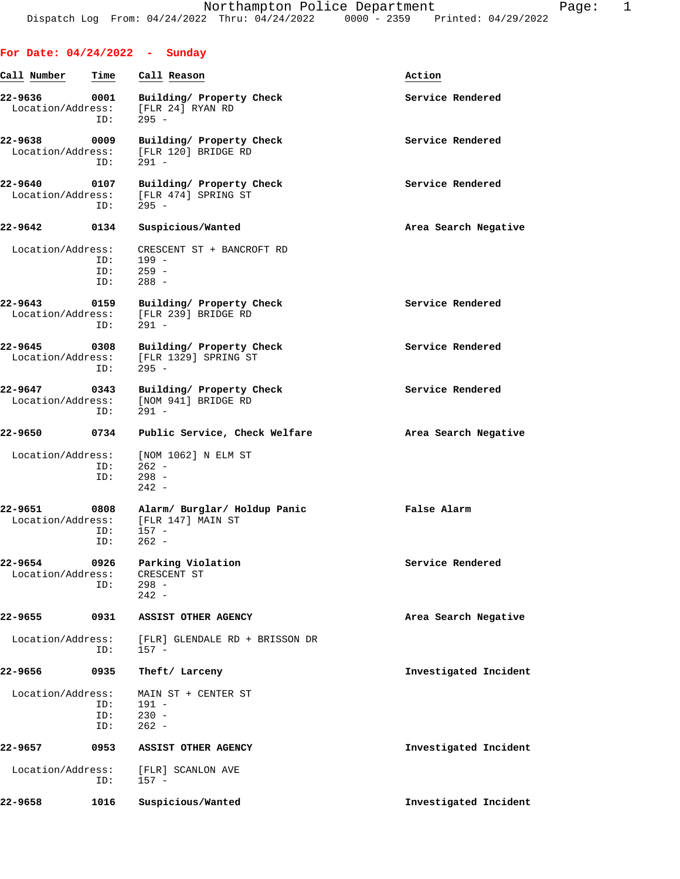Dispatch Log From: 04/24/2022 Thru: 04/24/2022 0000 - 2359 Printed: 04/29/2022

## For Date: 04/24/2022 - Sunday

| Call Number | Time | Call Reason | Action |
|---|---|---|---|
| 22-9636 | 0001 | Building/ Property Check | Service Rendered |
| Location/Address: | | [FLR 24] RYAN RD | |
| ID: | | 295 - | |
| 22-9638 | 0009 | Building/ Property Check | Service Rendered |
| Location/Address: | | [FLR 120] BRIDGE RD | |
| ID: | | 291 - | |
| 22-9640 | 0107 | Building/ Property Check | Service Rendered |
| Location/Address: | | [FLR 474] SPRING ST | |
| ID: | | 295 - | |
| 22-9642 | 0134 | Suspicious/Wanted | Area Search Negative |
| Location/Address: | | CRESCENT ST + BANCROFT RD | |
| ID: | | 199 - | |
| ID: | | 259 - | |
| ID: | | 288 - | |
| 22-9643 | 0159 | Building/ Property Check | Service Rendered |
| Location/Address: | | [FLR 239] BRIDGE RD | |
| ID: | | 291 - | |
| 22-9645 | 0308 | Building/ Property Check | Service Rendered |
| Location/Address: | | [FLR 1329] SPRING ST | |
| ID: | | 295 - | |
| 22-9647 | 0343 | Building/ Property Check | Service Rendered |
| Location/Address: | | [NOM 941] BRIDGE RD | |
| ID: | | 291 - | |
| 22-9650 | 0734 | Public Service, Check Welfare | Area Search Negative |
| Location/Address: | | [NOM 1062] N ELM ST | |
| ID: | | 262 - | |
| ID: | | 298 - | |
| | | 242 - | |
| 22-9651 | 0808 | Alarm/ Burglar/ Holdup Panic | False Alarm |
| Location/Address: | | [FLR 147] MAIN ST | |
| ID: | | 157 - | |
| ID: | | 262 - | |
| 22-9654 | 0926 | Parking Violation | Service Rendered |
| Location/Address: | | CRESCENT ST | |
| ID: | | 298 - | |
| | | 242 - | |
| 22-9655 | 0931 | ASSIST OTHER AGENCY | Area Search Negative |
| Location/Address: | | [FLR] GLENDALE RD + BRISSON DR | |
| ID: | | 157 - | |
| 22-9656 | 0935 | Theft/ Larceny | Investigated Incident |
| Location/Address: | | MAIN ST + CENTER ST | |
| ID: | | 191 - | |
| ID: | | 230 - | |
| ID: | | 262 - | |
| 22-9657 | 0953 | ASSIST OTHER AGENCY | Investigated Incident |
| Location/Address: | | [FLR] SCANLON AVE | |
| ID: | | 157 - | |
| 22-9658 | 1016 | Suspicious/Wanted | Investigated Incident |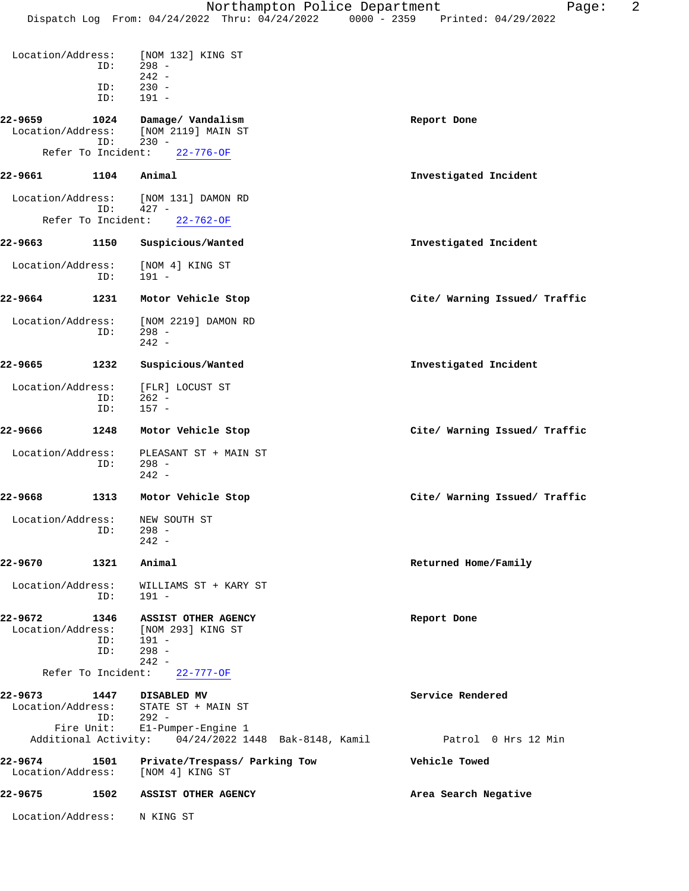Location/Address: [NOM 132] KING ST
ID: 298 -
242 -
ID: 230 -
ID: 191 -

**22-9659 1024 Damage/ Vandalism** — **Report Done**
Location/Address: [NOM 2119] MAIN ST
ID: 230 -
Refer To Incident: 22-776-OF

**22-9661 1104 Animal** — **Investigated Incident**
Location/Address: [NOM 131] DAMON RD
ID: 427 -
Refer To Incident: 22-762-OF

**22-9663 1150 Suspicious/Wanted** — **Investigated Incident**
Location/Address: [NOM 4] KING ST
ID: 191 -

**22-9664 1231 Motor Vehicle Stop** — **Cite/ Warning Issued/ Traffic**
Location/Address: [NOM 2219] DAMON RD
ID: 298 -
242 -

**22-9665 1232 Suspicious/Wanted** — **Investigated Incident**
Location/Address: [FLR] LOCUST ST
ID: 262 -
ID: 157 -

**22-9666 1248 Motor Vehicle Stop** — **Cite/ Warning Issued/ Traffic**
Location/Address: PLEASANT ST + MAIN ST
ID: 298 -
242 -

**22-9668 1313 Motor Vehicle Stop** — **Cite/ Warning Issued/ Traffic**
Location/Address: NEW SOUTH ST
ID: 298 -
242 -

**22-9670 1321 Animal** — **Returned Home/Family**
Location/Address: WILLIAMS ST + KARY ST
ID: 191 -

**22-9672 1346 ASSIST OTHER AGENCY** — **Report Done**
Location/Address: [NOM 293] KING ST
ID: 191 -
ID: 298 -
242 -
Refer To Incident: 22-777-OF

**22-9673 1447 DISABLED MV** — **Service Rendered**
Location/Address: STATE ST + MAIN ST
ID: 292 -
Fire Unit: E1-Pumper-Engine 1
Additional Activity: 04/24/2022 1448 Bak-8148, Kamil — Patrol 0 Hrs 12 Min

**22-9674 1501 Private/Trespass/ Parking Tow** — **Vehicle Towed**
Location/Address: [NOM 4] KING ST

**22-9675 1502 ASSIST OTHER AGENCY** — **Area Search Negative**
Location/Address: N KING ST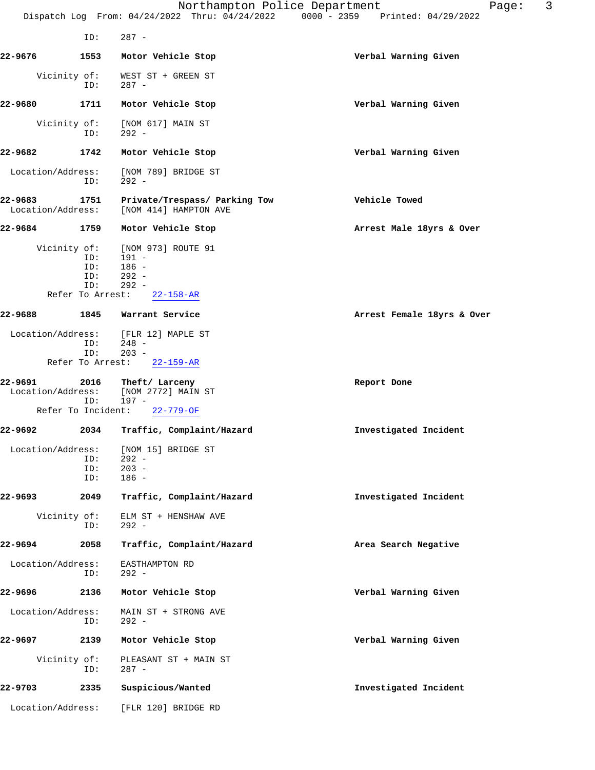ID: 287 -

**22-9676** 1553 **Motor Vehicle Stop** **Verbal Warning Given**

Vicinity of: WEST ST + GREEN ST
ID: 287 -

**22-9680** 1711 **Motor Vehicle Stop** **Verbal Warning Given**

Vicinity of: [NOM 617] MAIN ST
ID: 292 -

**22-9682** 1742 **Motor Vehicle Stop** **Verbal Warning Given**

Location/Address: [NOM 789] BRIDGE ST
ID: 292 -

**22-9683** 1751 **Private/Trespass/ Parking Tow** **Vehicle Towed**
Location/Address: [NOM 414] HAMPTON AVE

**22-9684** 1759 **Motor Vehicle Stop** **Arrest Male 18yrs & Over**

Vicinity of: [NOM 973] ROUTE 91
ID: 191 -
ID: 186 -
ID: 292 -
ID: 292 -
Refer To Arrest: 22-158-AR

**22-9688** 1845 **Warrant Service** **Arrest Female 18yrs & Over**

Location/Address: [FLR 12] MAPLE ST
ID: 248 -
ID: 203 -
Refer To Arrest: 22-159-AR

**22-9691** 2016 **Theft/ Larceny** **Report Done**
Location/Address: [NOM 2772] MAIN ST
ID: 197 -
Refer To Incident: 22-779-OF

**22-9692** 2034 **Traffic, Complaint/Hazard** **Investigated Incident**

Location/Address: [NOM 15] BRIDGE ST
ID: 292 -
ID: 203 -
ID: 186 -

**22-9693** 2049 **Traffic, Complaint/Hazard** **Investigated Incident**

Vicinity of: ELM ST + HENSHAW AVE
ID: 292 -

**22-9694** 2058 **Traffic, Complaint/Hazard** **Area Search Negative**

Location/Address: EASTHAMPTON RD
ID: 292 -

**22-9696** 2136 **Motor Vehicle Stop** **Verbal Warning Given**

Location/Address: MAIN ST + STRONG AVE
ID: 292 -

**22-9697** 2139 **Motor Vehicle Stop** **Verbal Warning Given**

Vicinity of: PLEASANT ST + MAIN ST
ID: 287 -

**22-9703** 2335 **Suspicious/Wanted** **Investigated Incident**

Location/Address: [FLR 120] BRIDGE RD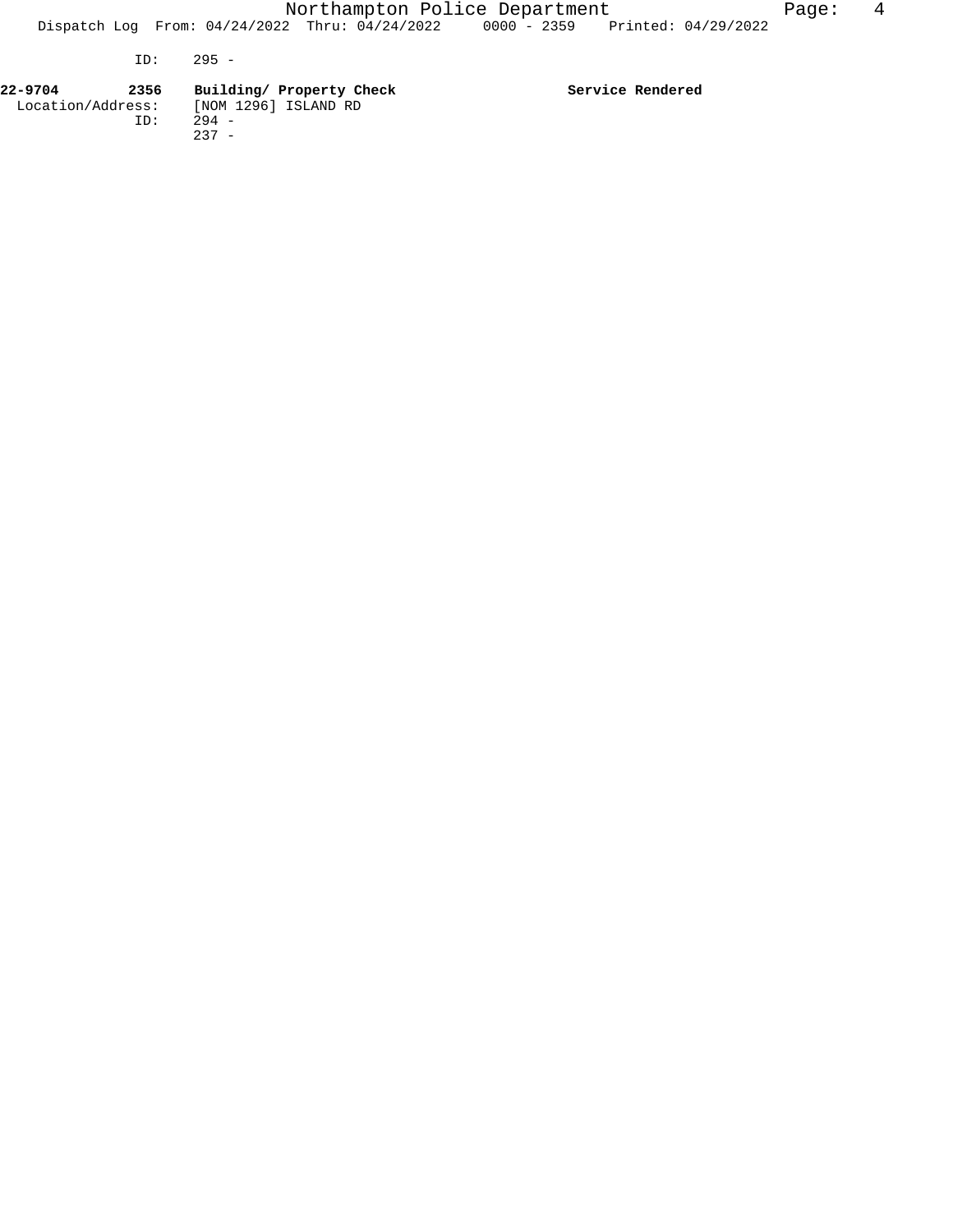ID: 295 -

**22-9704 2356 Building/ Property Check** **Service Rendered**

Location/Address: [NOM 1296] ISLAND RD

ID: 294 -

237 -